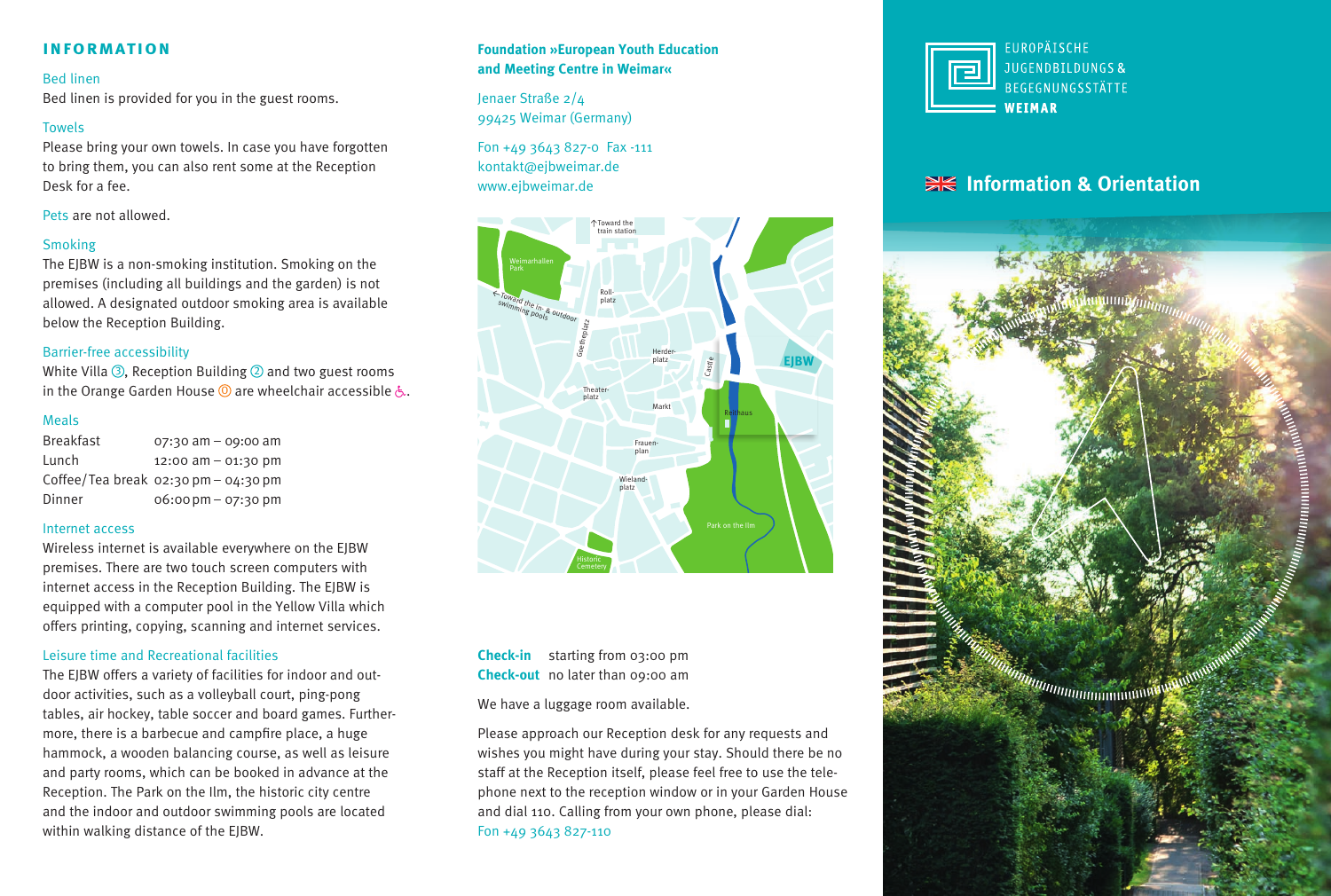# INFORMATION

### Bed linen

Bed linen is provided for you in the guest rooms.

### Towels

Please bring your own towels. In case you have forgotten to bring them, you can also rent some at the Reception Desk for a fee.

Pets are not allowed.

### Smoking

The EJBW is a non-smoking institution. Smoking on the premises (including all buildings and the garden) is not allowed. A designated outdoor smoking area is available below the Reception Building.

### Barrier-free accessibility

White Villa ③, Reception Building ② and two guest rooms in the Orange Garden House ⓪ are wheelchair accessible ♿.

### Meals

| | |
|---|---|
| Breakfast | 07:30 am – 09:00 am |
| Lunch | 12:00 am – 01:30 pm |
| Coffee/Tea break | 02:30 pm – 04:30 pm |
| Dinner | 06:00 pm – 07:30 pm |

### Internet access

Wireless internet is available everywhere on the EJBW premises. There are two touch screen computers with internet access in the Reception Building. The EJBW is equipped with a computer pool in the Yellow Villa which offers printing, copying, scanning and internet services.

### Leisure time and Recreational facilities

The EJBW offers a variety of facilities for indoor and outdoor activities, such as a volleyball court, ping-pong tables, air hockey, table soccer and board games. Furthermore, there is a barbecue and campfire place, a huge hammock, a wooden balancing course, as well as leisure and party rooms, which can be booked in advance at the Reception. The Park on the Ilm, the historic city centre and the indoor and outdoor swimming pools are located within walking distance of the EJBW.

**Foundation »European Youth Education and Meeting Centre in Weimar«**

Jenaer Straße 2/4
99425 Weimar (Germany)

Fon +49 3643 827-0 Fax -111
kontakt@ejbweimar.de
www.ejbweimar.de

**Check-in** starting from 03:00 pm
**Check-out** no later than 09:00 am

We have a luggage room available.

Please approach our Reception desk for any requests and wishes you might have during your stay. Should there be no staff at the Reception itself, please feel free to use the telephone next to the reception window or in your Garden House and dial 110. Calling from your own phone, please dial:
Fon +49 3643 827-110

EUROPÄISCHE JUGENDBILDUNGS & BEGEGNUNGSSTÄTTE **WEIMAR**

## Information & Orientation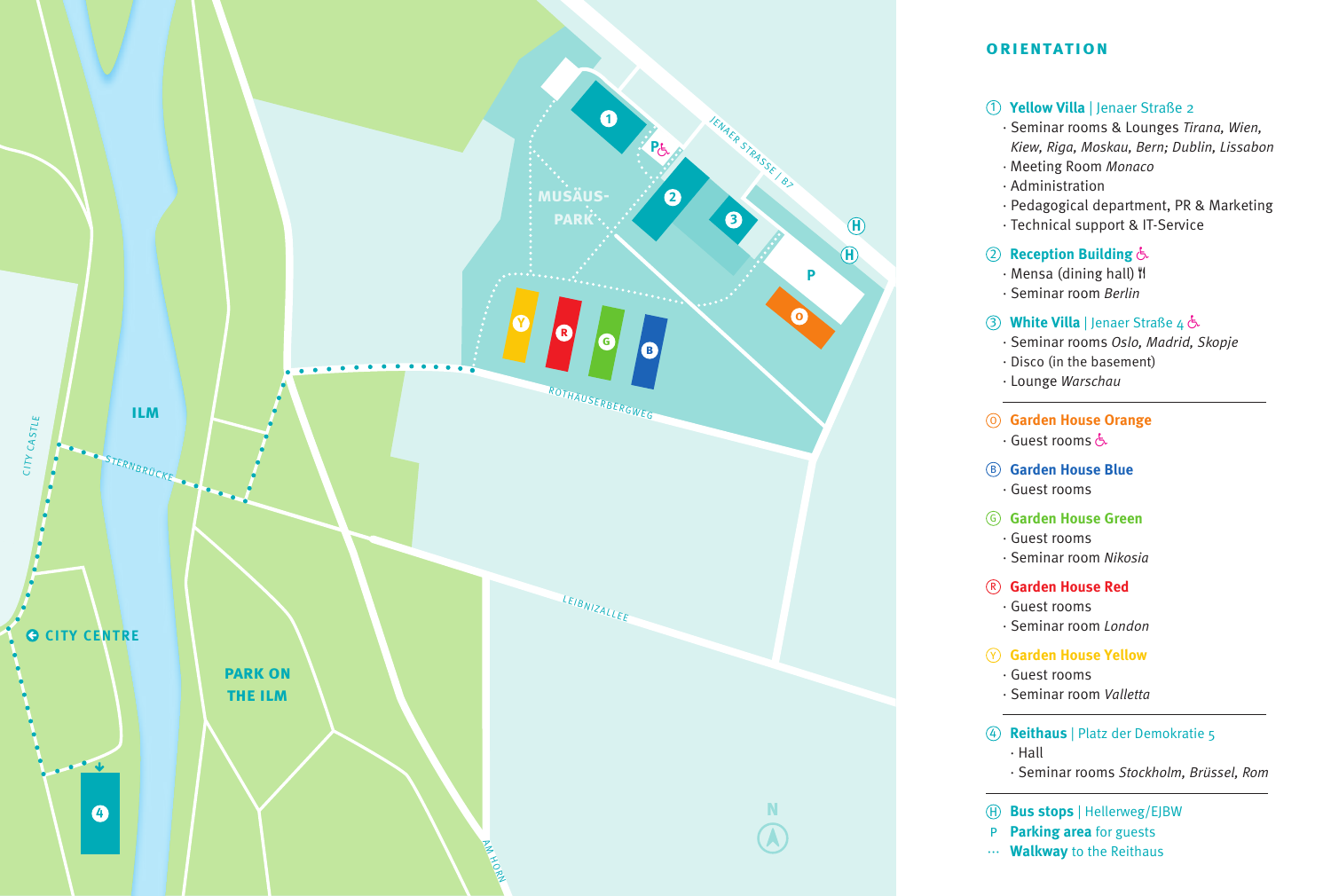## ORIENTATION

① **Yellow Villa** | Jenaer Straße 2
- Seminar rooms & Lounges *Tirana, Wien, Kiew, Riga, Moskau, Bern; Dublin, Lissabon*
- Meeting Room *Monaco*
- Administration
- Pedagogical department, PR & Marketing
- Technical support & IT-Service

② **Reception Building** ♿
- Mensa (dining hall) 🍴
- Seminar room *Berlin*

③ **White Villa** | Jenaer Straße 4 ♿
- Seminar rooms *Oslo, Madrid, Skopje*
- Disco (in the basement)
- Lounge *Warschau*

---

Ⓞ **Garden House Orange**
- Guest rooms ♿

Ⓑ **Garden House Blue**
- Guest rooms

Ⓖ **Garden House Green**
- Guest rooms
- Seminar room *Nikosia*

Ⓡ **Garden House Red**
- Guest rooms
- Seminar room *London*

Ⓨ **Garden House Yellow**
- Guest rooms
- Seminar room *Valletta*

---

④ **Reithaus** | Platz der Demokratie 5
- Hall
- Seminar rooms *Stockholm, Brüssel, Rom*

---

Ⓗ **Bus stops** | Hellerweg/EJBW

P **Parking area** for guests

··· **Walkway** to the Reithaus

MUSÄUS-PARK

JENAER STRASSE | B7

ROTHÄUSERBERGWEG

LEIBNIZALLEE

AM HORN

STERNBRÜCKE

ILM

CITY CASTLE

CITY CENTRE

PARK ON THE ILM

N